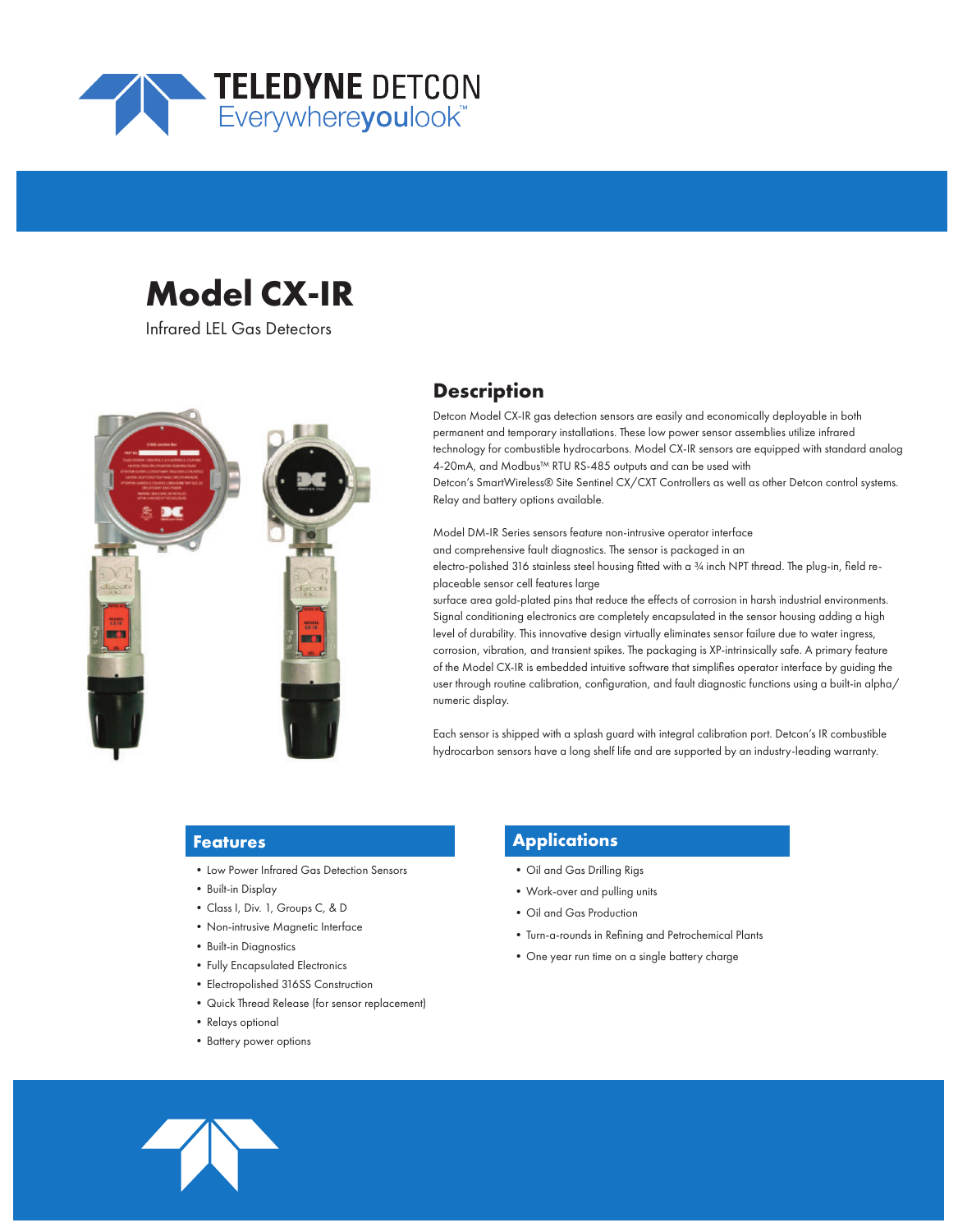TELEDYNE DETCON
Everywhereyoulook™

# Model CX-IR

Infrared LEL Gas Detectors

## Description

Detcon Model CX-IR gas detection sensors are easily and economically deployable in both permanent and temporary installations. These low power sensor assemblies utilize infrared technology for combustible hydrocarbons. Model CX-IR sensors are equipped with standard analog 4-20mA, and Modbus™ RTU RS-485 outputs and can be used with Detcon's SmartWireless® Site Sentinel CX/CXT Controllers as well as other Detcon control systems. Relay and battery options available.

Model DM-IR Series sensors feature non-intrusive operator interface and comprehensive fault diagnostics. The sensor is packaged in an electro-polished 316 stainless steel housing fitted with a ¾ inch NPT thread. The plug-in, field re-placeable sensor cell features large surface area gold-plated pins that reduce the effects of corrosion in harsh industrial environments. Signal conditioning electronics are completely encapsulated in the sensor housing adding a high level of durability. This innovative design virtually eliminates sensor failure due to water ingress, corrosion, vibration, and transient spikes. The packaging is XP-intrinsically safe. A primary feature of the Model CX-IR is embedded intuitive software that simplifies operator interface by guiding the user through routine calibration, configuration, and fault diagnostic functions using a built-in alpha/numeric display.

Each sensor is shipped with a splash guard with integral calibration port. Detcon's IR combustible hydrocarbon sensors have a long shelf life and are supported by an industry-leading warranty.

## Features

- Low Power Infrared Gas Detection Sensors
- Built-in Display
- Class I, Div. 1, Groups C, & D
- Non-intrusive Magnetic Interface
- Built-in Diagnostics
- Fully Encapsulated Electronics
- Electropolished 316SS Construction
- Quick Thread Release (for sensor replacement)
- Relays optional
- Battery power options

## Applications

- Oil and Gas Drilling Rigs
- Work-over and pulling units
- Oil and Gas Production
- Turn-a-rounds in Refining and Petrochemical Plants
- One year run time on a single battery charge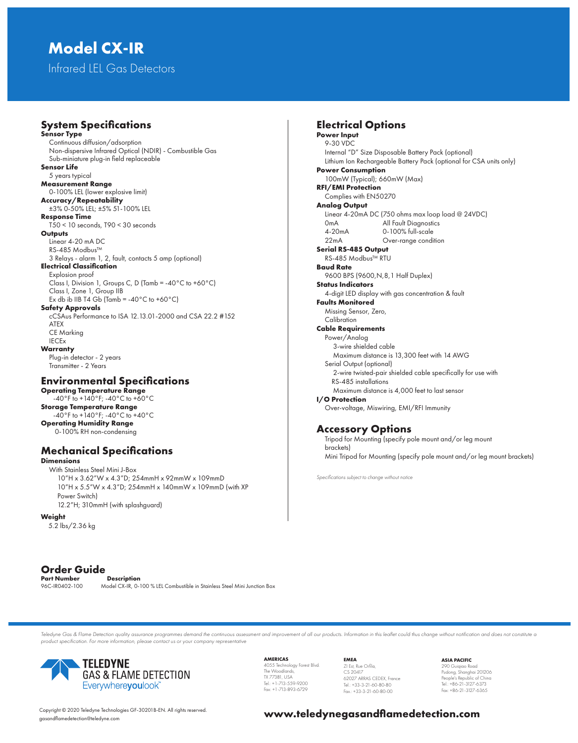# Model CX-IR

Infrared LEL Gas Detectors

## System Specifications

**Sensor Type**
Continuous diffusion/adsorption
Non-dispersive Infrared Optical (NDIR) - Combustible Gas
Sub-miniature plug-in field replaceable

**Sensor Life**
5 years typical

**Measurement Range**
0-100% LEL (lower explosive limit)

**Accuracy/Repeatability**
±3% 0-50% LEL; ±5% 51-100% LEL

**Response Time**
T50 < 10 seconds, T90 < 30 seconds

**Outputs**
Linear 4-20 mA DC
RS-485 Modbus™
3 Relays - alarm 1, 2, fault, contacts 5 amp (optional)

**Electrical Classification**
Explosion proof
Class I, Division 1, Groups C, D (Tamb = -40°C to +60°C)
Class I, Zone 1, Group IIB
Ex db ib IIB T4 Gb (Tamb = -40°C to +60°C)

**Safety Approvals**
cCSAus Performance to ISA 12.13.01-2000 and CSA 22.2 #152
ATEX
CE Marking
IECEx

**Warranty**
Plug-in detector - 2 years
Transmitter - 2 Years

## Environmental Specifications

**Operating Temperature Range**
-40°F to +140°F; -40°C to +60°C

**Storage Temperature Range**
-40°F to +140°F; -40°C to +40°C

**Operating Humidity Range**
0-100% RH non-condensing

## Mechanical Specifications

**Dimensions**
With Stainless Steel Mini J-Box
10"H x 3.62"W x 4.3"D; 254mmH x 92mmW x 109mmD
10"H x 5.5"W x 4.3"D; 254mmH x 140mmW x 109mmD (with XP Power Switch)
12.2"H; 310mmH (with splashguard)

**Weight**
5.2 lbs/2.36 kg

## Electrical Options

**Power Input**
9-30 VDC
Internal "D" Size Disposable Battery Pack (optional)
Lithium Ion Rechargeable Battery Pack (optional for CSA units only)

**Power Consumption**
100mW (Typical); 660mW (Max)

**RFI/EMI Protection**
Complies with EN50270

**Analog Output**
Linear 4-20mA DC (750 ohms max loop load @ 24VDC)

| | |
|---|---|
| 0mA | All Fault Diagnostics |
| 4-20mA | 0-100% full-scale |
| 22mA | Over-range condition |

**Serial RS-485 Output**
RS-485 Modbus™ RTU

**Baud Rate**
9600 BPS (9600,N,8,1 Half Duplex)

**Status Indicators**
4-digit LED display with gas concentration & fault

**Faults Monitored**
Missing Sensor, Zero,
Calibration

**Cable Requirements**
Power/Analog
3-wire shielded cable
Maximum distance is 13,300 feet with 14 AWG
Serial Output (optional)
2-wire twisted-pair shielded cable specifically for use with RS-485 installations
Maximum distance is 4,000 feet to last sensor

**I/O Protection**
Over-voltage, Miswiring, EMI/RFI Immunity

## Accessory Options

Tripod for Mounting (specify pole mount and/or leg mount brackets)
Mini Tripod for Mounting (specify pole mount and/or leg mount brackets)

*Specifications subject to change without notice*

## Order Guide

| Part Number | Description |
|---|---|
| 96C-IR0402-100 | Model CX-IR, 0-100 % LEL Combustible in Stainless Steel Mini Junction Box |

*Teledyne Gas & Flame Detection quality assurance programmes demand the continuous assessment and improvement of all our products. Information in this leaflet could thus change without notification and does not constitute a product specification. For more information, please contact us or your company representative*

TELEDYNE GAS & FLAME DETECTION
Everywhereyoulook™

**AMERICAS**
4055 Technology Forest Blvd.
The Woodlands,
TX 77381, USA
Tel.: +1-713-559-9200
Fax: +1-713-893-6729

**EMEA**
ZI Est, Rue Orfila,
CS 20417
62027 ARRAS CEDEX, France
Tel.: +33-3-21-60-80-80
Fax.: +33-3-21-60-80-00

**ASIA PACIFIC**
290 Guiqiao Road
Pudong, Shanghai 201206
People's Republic of China
Tel.: +86-21-3127-6373
Fax: +86-21-3127-6365

Copyright © 2020 Teledyne Technologies GF-30201B-EN. All rights reserved.
gasandflamedetection@teledyne.com

**www.teledynegasandflamedetection.com**